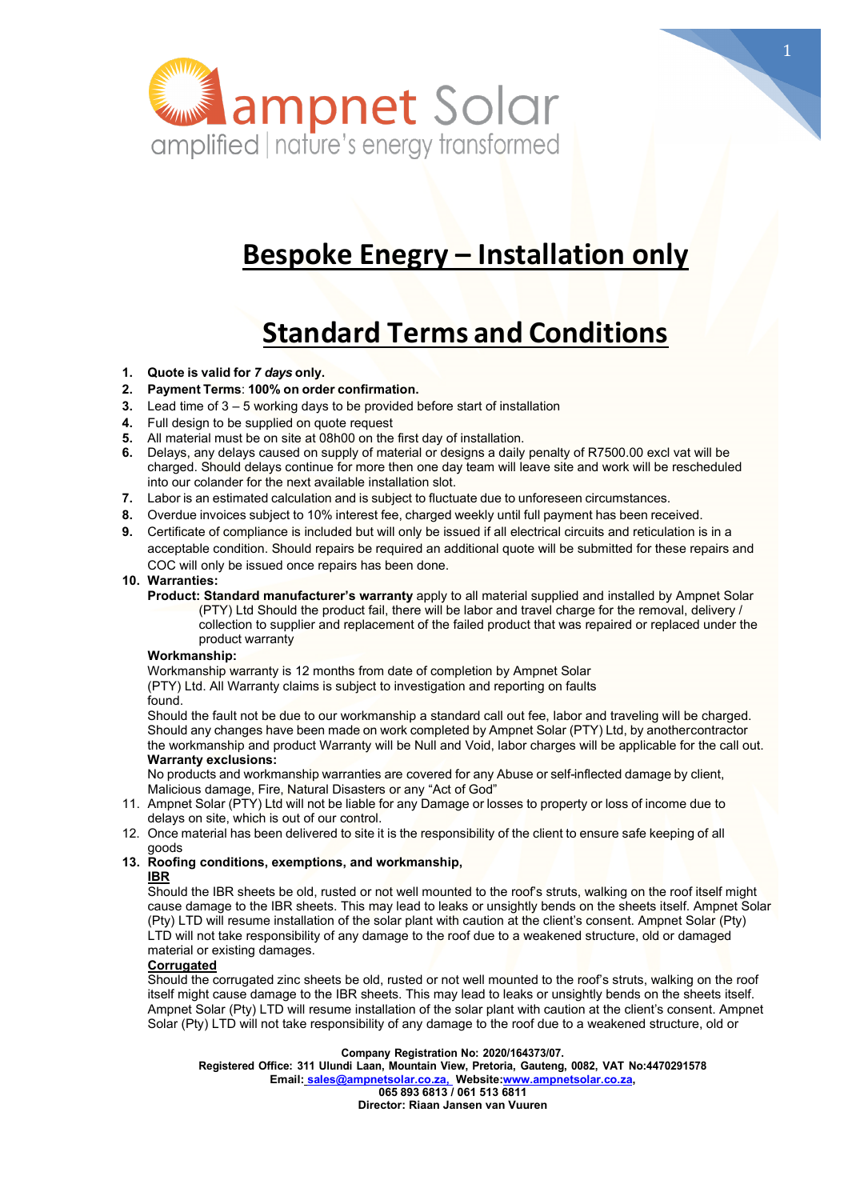# Bespoke Enegry – Installation only

# Standard Terms and Conditions

1. **Quote is valid for *7 days* only.**
2. **Payment Terms**: **100% on order confirmation.**
3. Lead time of 3 – 5 working days to be provided before start of installation
4. Full design to be supplied on quote request
5. All material must be on site at 08h00 on the first day of installation.
6. Delays, any delays caused on supply of material or designs a daily penalty of R7500.00 excl vat will be charged. Should delays continue for more then one day team will leave site and work will be rescheduled into our colander for the next available installation slot.
7. Labor is an estimated calculation and is subject to fluctuate due to unforeseen circumstances.
8. Overdue invoices subject to 10% interest fee, charged weekly until full payment has been received.
9. Certificate of compliance is included but will only be issued if all electrical circuits and reticulation is in a acceptable condition. Should repairs be required an additional quote will be submitted for these repairs and COC will only be issued once repairs has been done.
10. **Warranties:**

    **Product: Standard manufacturer's warranty** apply to all material supplied and installed by Ampnet Solar (PTY) Ltd Should the product fail, there will be labor and travel charge for the removal, delivery / collection to supplier and replacement of the failed product that was repaired or replaced under the product warranty

    **Workmanship:**
    Workmanship warranty is 12 months from date of completion by Ampnet Solar (PTY) Ltd. All Warranty claims is subject to investigation and reporting on faults found.
    Should the fault not be due to our workmanship a standard call out fee, labor and traveling will be charged. Should any changes have been made on work completed by Ampnet Solar (PTY) Ltd, by anothercontractor the workmanship and product Warranty will be Null and Void, labor charges will be applicable for the call out.

    **Warranty exclusions:**
    No products and workmanship warranties are covered for any Abuse or self-inflected damage by client, Malicious damage, Fire, Natural Disasters or any "Act of God"
11. Ampnet Solar (PTY) Ltd will not be liable for any Damage or losses to property or loss of income due to delays on site, which is out of our control.
12. Once material has been delivered to site it is the responsibility of the client to ensure safe keeping of all goods
13. **Roofing conditions, exemptions, and workmanship,**

    **IBR**
    Should the IBR sheets be old, rusted or not well mounted to the roof's struts, walking on the roof itself might cause damage to the IBR sheets. This may lead to leaks or unsightly bends on the sheets itself. Ampnet Solar (Pty) LTD will resume installation of the solar plant with caution at the client's consent. Ampnet Solar (Pty) LTD will not take responsibility of any damage to the roof due to a weakened structure, old or damaged material or existing damages.

    **Corrugated**
    Should the corrugated zinc sheets be old, rusted or not well mounted to the roof's struts, walking on the roof itself might cause damage to the IBR sheets. This may lead to leaks or unsightly bends on the sheets itself. Ampnet Solar (Pty) LTD will resume installation of the solar plant with caution at the client's consent. Ampnet Solar (Pty) LTD will not take responsibility of any damage to the roof due to a weakened structure, old or

**Company Registration No: 2020/164373/07.**
**Registered Office: 311 Ulundi Laan, Mountain View, Pretoria, Gauteng, 0082, VAT No:4470291578**
**Email: sales@ampnetsolar.co.za, Website:www.ampnetsolar.co.za,**
**065 893 6813 / 061 513 6811**
**Director: Riaan Jansen van Vuuren**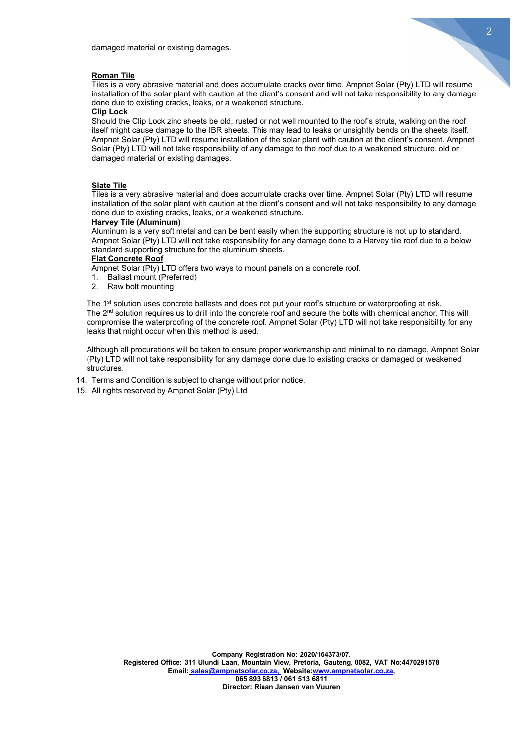damaged material or existing damages.

**Roman Tile**

Tiles is a very abrasive material and does accumulate cracks over time. Ampnet Solar (Pty) LTD will resume installation of the solar plant with caution at the client's consent and will not take responsibility to any damage done due to existing cracks, leaks, or a weakened structure.

**Clip Lock**

Should the Clip Lock zinc sheets be old, rusted or not well mounted to the roof's struts, walking on the roof itself might cause damage to the IBR sheets. This may lead to leaks or unsightly bends on the sheets itself. Ampnet Solar (Pty) LTD will resume installation of the solar plant with caution at the client's consent. Ampnet Solar (Pty) LTD will not take responsibility of any damage to the roof due to a weakened structure, old or damaged material or existing damages.

**Slate Tile**

Tiles is a very abrasive material and does accumulate cracks over time. Ampnet Solar (Pty) LTD will resume installation of the solar plant with caution at the client's consent and will not take responsibility to any damage done due to existing cracks, leaks, or a weakened structure.

**Harvey Tile (Aluminum)**

Aluminum is a very soft metal and can be bent easily when the supporting structure is not up to standard. Ampnet Solar (Pty) LTD will not take responsibility for any damage done to a Harvey tile roof due to a below standard supporting structure for the aluminum sheets.

**Flat Concrete Roof**

Ampnet Solar (Pty) LTD offers two ways to mount panels on a concrete roof.

1. Ballast mount (Preferred)
2. Raw bolt mounting

The 1st solution uses concrete ballasts and does not put your roof's structure or waterproofing at risk.
The 2nd solution requires us to drill into the concrete roof and secure the bolts with chemical anchor. This will compromise the waterproofing of the concrete roof. Ampnet Solar (Pty) LTD will not take responsibility for any leaks that might occur when this method is used.

Although all procurations will be taken to ensure proper workmanship and minimal to no damage, Ampnet Solar (Pty) LTD will not take responsibility for any damage done due to existing cracks or damaged or weakened structures.

14. Terms and Condition is subject to change without prior notice.
15. All rights reserved by Ampnet Solar (Pty) Ltd

**Company Registration No: 2020/164373/07.**
**Registered Office: 311 Ulundi Laan, Mountain View, Pretoria, Gauteng, 0082, VAT No:4470291578**
**Email: sales@ampnetsolar.co.za, Website:www.ampnetsolar.co.za,**
**065 893 6813 / 061 513 6811**
**Director: Riaan Jansen van Vuuren**